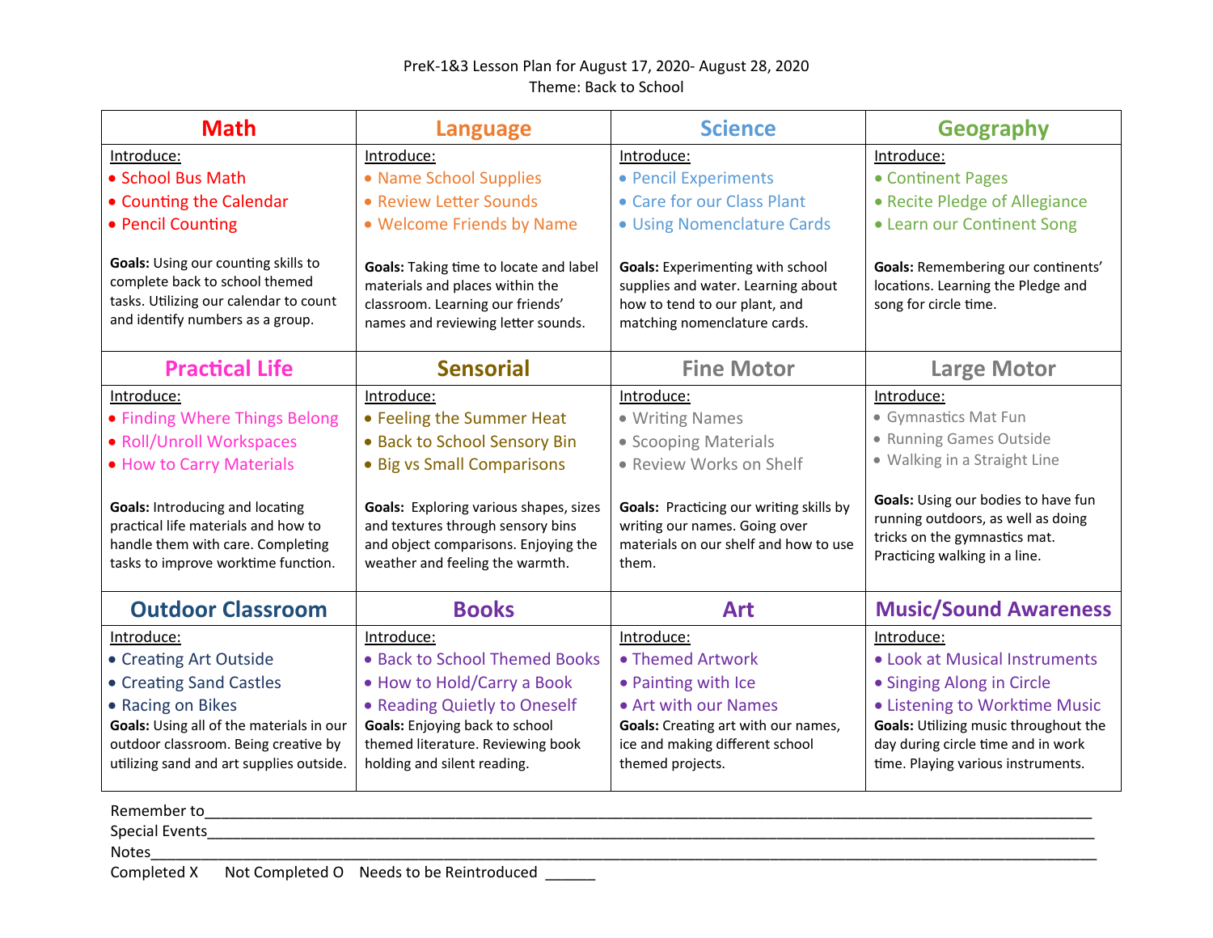PreK-1&3 Lesson Plan for August 17, 2020- August 28, 2020

Theme: Back to School

| Math | Language | Science | Geography |
| --- | --- | --- | --- |
| Introduce:<br>• School Bus Math<br>• Counting the Calendar<br>• Pencil Counting<br><br>**Goals:** Using our counting skills to complete back to school themed tasks. Utilizing our calendar to count and identify numbers as a group. | Introduce:<br>• Name School Supplies<br>• Review Letter Sounds<br>• Welcome Friends by Name<br><br>**Goals:** Taking time to locate and label materials and places within the classroom. Learning our friends' names and reviewing letter sounds. | Introduce:<br>• Pencil Experiments<br>• Care for our Class Plant<br>• Using Nomenclature Cards<br><br>**Goals:** Experimenting with school supplies and water. Learning about how to tend to our plant, and matching nomenclature cards. | Introduce:<br>• Continent Pages<br>• Recite Pledge of Allegiance<br>• Learn our Continent Song<br><br>**Goals:** Remembering our continents' locations. Learning the Pledge and song for circle time. |
| **Practical Life** | **Sensorial** | **Fine Motor** | **Large Motor** |
| Introduce:<br>• Finding Where Things Belong<br>• Roll/Unroll Workspaces<br>• How to Carry Materials<br><br>**Goals:** Introducing and locating practical life materials and how to handle them with care. Completing tasks to improve worktime function. | Introduce:<br>• Feeling the Summer Heat<br>• Back to School Sensory Bin<br>• Big vs Small Comparisons<br><br>**Goals:** Exploring various shapes, sizes and textures through sensory bins and object comparisons. Enjoying the weather and feeling the warmth. | Introduce:<br>• Writing Names<br>• Scooping Materials<br>• Review Works on Shelf<br><br>**Goals:** Practicing our writing skills by writing our names. Going over materials on our shelf and how to use them. | Introduce:<br>• Gymnastics Mat Fun<br>• Running Games Outside<br>• Walking in a Straight Line<br><br>**Goals:** Using our bodies to have fun running outdoors, as well as doing tricks on the gymnastics mat. Practicing walking in a line. |
| **Outdoor Classroom** | **Books** | **Art** | **Music/Sound Awareness** |
| Introduce:<br>• Creating Art Outside<br>• Creating Sand Castles<br>• Racing on Bikes<br>**Goals:** Using all of the materials in our outdoor classroom. Being creative by utilizing sand and art supplies outside. | Introduce:<br>• Back to School Themed Books<br>• How to Hold/Carry a Book<br>• Reading Quietly to Oneself<br>**Goals:** Enjoying back to school themed literature. Reviewing book holding and silent reading. | Introduce:<br>• Themed Artwork<br>• Painting with Ice<br>• Art with our Names<br>**Goals:** Creating art with our names, ice and making different school themed projects. | Introduce:<br>• Look at Musical Instruments<br>• Singing Along in Circle<br>• Listening to Worktime Music<br>**Goals:** Utilizing music throughout the day during circle time and in work time. Playing various instruments. |

Remember to\_\_\_\_\_\_\_\_\_\_\_\_\_\_\_\_\_\_\_\_\_\_\_\_\_\_\_\_\_\_\_\_\_\_\_\_\_\_\_\_\_\_\_\_\_\_\_\_\_\_\_\_\_\_\_\_\_\_\_\_\_\_\_\_\_\_\_\_\_\_\_\_\_\_

Special Events\_\_\_\_\_\_\_\_\_\_\_\_\_\_\_\_\_\_\_\_\_\_\_\_\_\_\_\_\_\_\_\_\_\_\_\_\_\_\_\_\_\_\_\_\_\_\_\_\_\_\_\_\_\_\_\_\_\_\_\_\_\_\_\_\_\_\_\_\_\_\_\_\_\_

Notes\_\_\_\_\_\_\_\_\_\_\_\_\_\_\_\_\_\_\_\_\_\_\_\_\_\_\_\_\_\_\_\_\_\_\_\_\_\_\_\_\_\_\_\_\_\_\_\_\_\_\_\_\_\_\_\_\_\_\_\_\_\_\_\_\_\_\_\_\_\_\_\_\_\_\_\_\_\_

Completed X Not Completed O Needs to be Reintroduced \_\_\_\_\_\_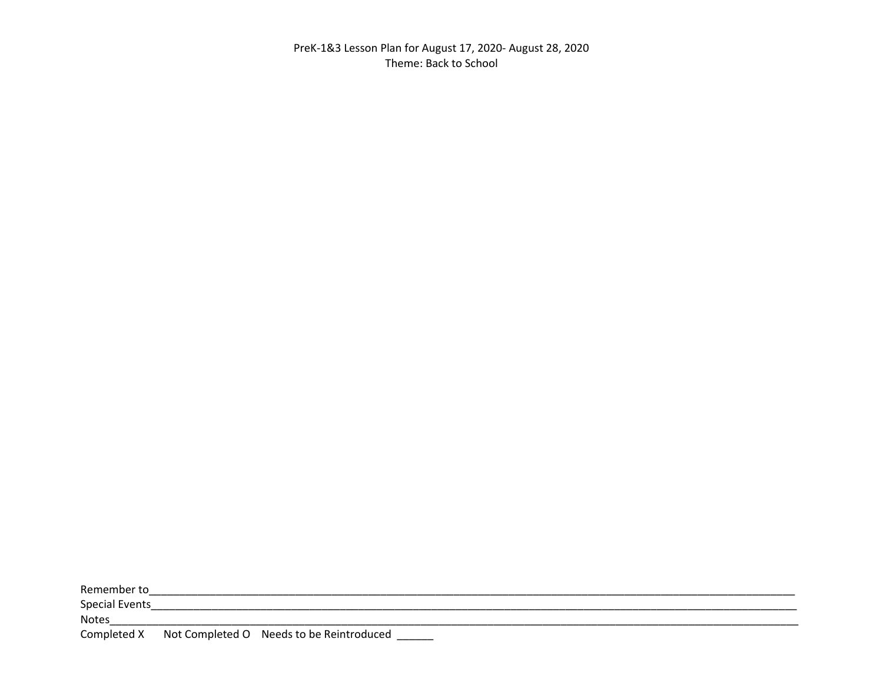PreK-1&3 Lesson Plan for August 17, 2020- August 28, 2020

Theme: Back to School

Remember to_________________________________________________________________________________________________________

Special Events_______________________________________________________________________________________________________

Notes_____________________________________________________________________________________________________________

Completed X Not Completed O Needs to be Reintroduced ______